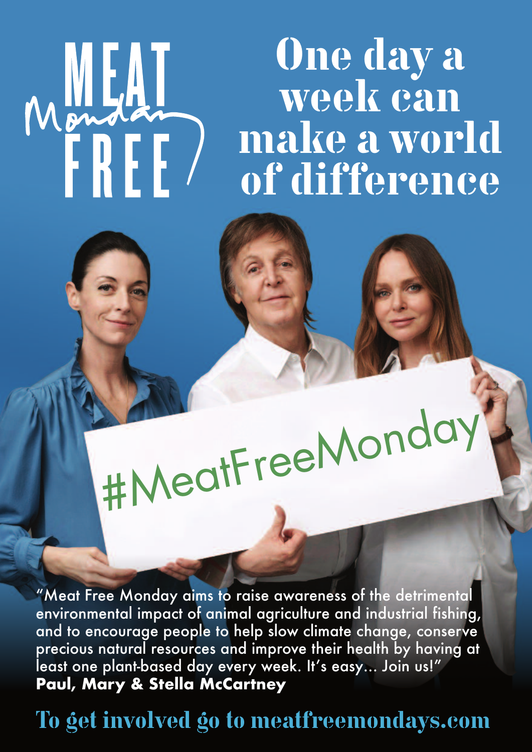# MEAT FREE Monday

# One day a week can make a world of difference

#MeatFreeMonday

"Meat Free Monday aims to raise awareness of the detrimental environmental impact of animal agriculture and industrial fishing, and to encourage people to help slow climate change, conserve precious natural resources and improve their health by having at least one plant-based day every week. It's easy... Join us!"
**Paul, Mary & Stella McCartney**

**To get involved go to meatfreemondays.com**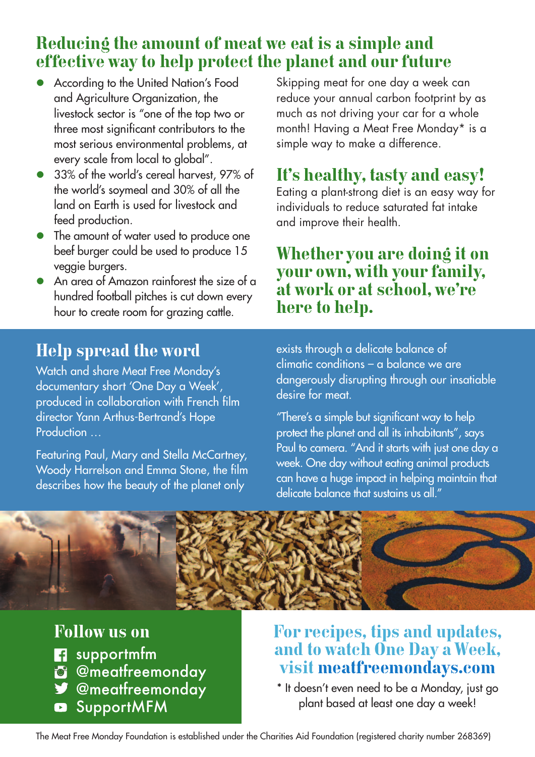## Reducing the amount of meat we eat is a simple and effective way to help protect the planet and our future

- According to the United Nation's Food and Agriculture Organization, the livestock sector is "one of the top two or three most significant contributors to the most serious environmental problems, at every scale from local to global".
- 33% of the world's cereal harvest, 97% of the world's soymeal and 30% of all the land on Earth is used for livestock and feed production.
- The amount of water used to produce one beef burger could be used to produce 15 veggie burgers.
- An area of Amazon rainforest the size of a hundred football pitches is cut down every hour to create room for grazing cattle.

Skipping meat for one day a week can reduce your annual carbon footprint by as much as not driving your car for a whole month! Having a Meat Free Monday* is a simple way to make a difference.

## It's healthy, tasty and easy!

Eating a plant-strong diet is an easy way for individuals to reduce saturated fat intake and improve their health.

## Whether you are doing it on your own, with your family, at work or at school, we're here to help.

## Help spread the word

Watch and share Meat Free Monday's documentary short 'One Day a Week', produced in collaboration with French film director Yann Arthus-Bertrand's Hope Production …

Featuring Paul, Mary and Stella McCartney, Woody Harrelson and Emma Stone, the film describes how the beauty of the planet only exists through a delicate balance of climatic conditions – a balance we are dangerously disrupting through our insatiable desire for meat.

"There's a simple but significant way to help protect the planet and all its inhabitants", says Paul to camera. "And it starts with just one day a week. One day without eating animal products can have a huge impact in helping maintain that delicate balance that sustains us all."

## Follow us on

- supportmfm
- @meatfreemonday
- @meatfreemonday
- SupportMFM

## For recipes, tips and updates, and to watch One Day a Week, visit meatfreemondays.com

\* It doesn't even need to be a Monday, just go plant based at least one day a week!

The Meat Free Monday Foundation is established under the Charities Aid Foundation (registered charity number 268369)